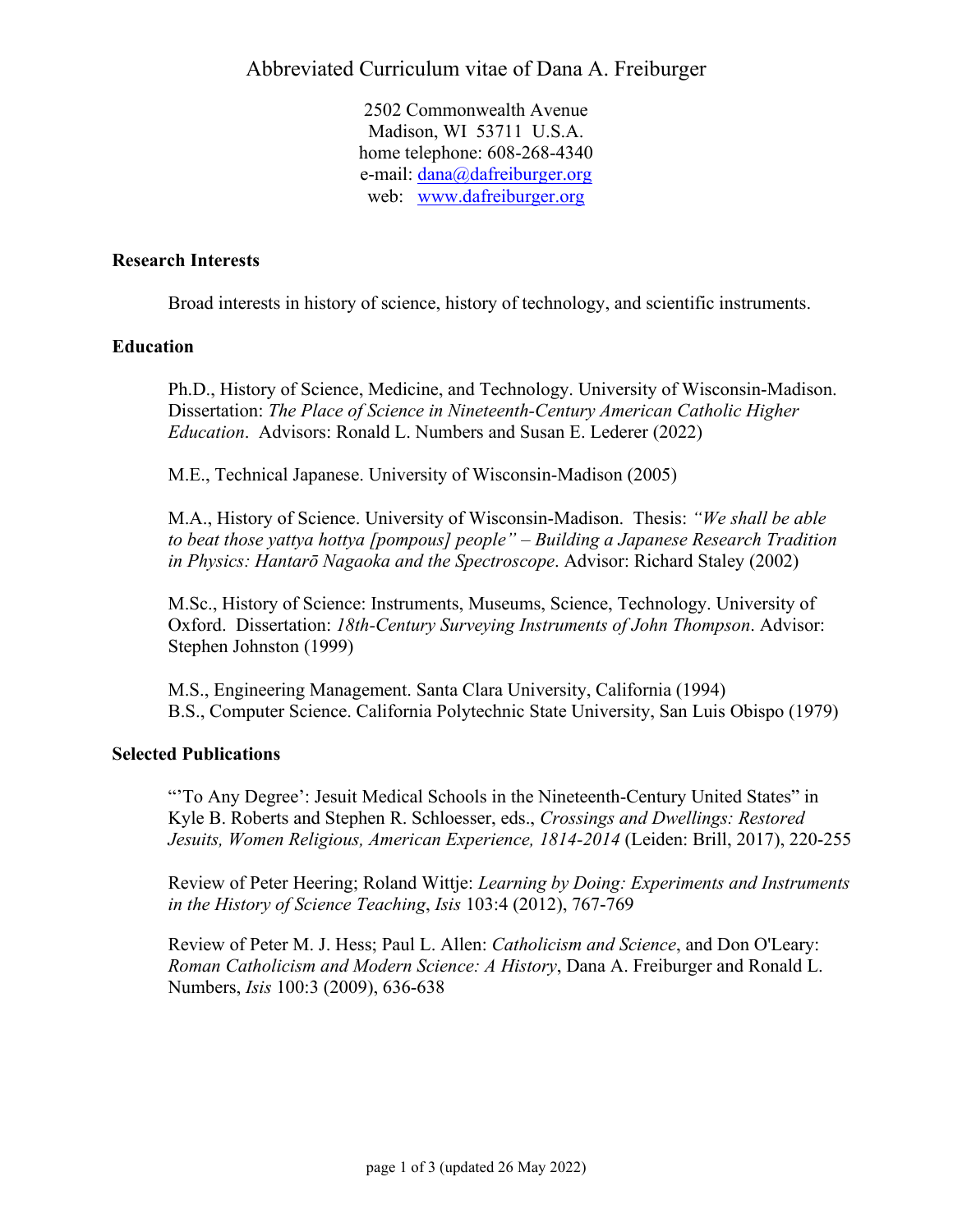# Abbreviated Curriculum vitae of Dana A. Freiburger

2502 Commonwealth Avenue
Madison, WI 53711 U.S.A.
home telephone: 608-268-4340
e-mail: dana@dafreiburger.org
web: www.dafreiburger.org

## Research Interests

Broad interests in history of science, history of technology, and scientific instruments.

## Education

Ph.D., History of Science, Medicine, and Technology. University of Wisconsin-Madison. Dissertation: *The Place of Science in Nineteenth-Century American Catholic Higher Education*. Advisors: Ronald L. Numbers and Susan E. Lederer (2022)

M.E., Technical Japanese. University of Wisconsin-Madison (2005)

M.A., History of Science. University of Wisconsin-Madison. Thesis: *"We shall be able to beat those yattya hottya [pompous] people" – Building a Japanese Research Tradition in Physics: Hantarō Nagaoka and the Spectroscope*. Advisor: Richard Staley (2002)

M.Sc., History of Science: Instruments, Museums, Science, Technology. University of Oxford. Dissertation: *18th-Century Surveying Instruments of John Thompson*. Advisor: Stephen Johnston (1999)

M.S., Engineering Management. Santa Clara University, California (1994)
B.S., Computer Science. California Polytechnic State University, San Luis Obispo (1979)

## Selected Publications

"'To Any Degree': Jesuit Medical Schools in the Nineteenth-Century United States" in Kyle B. Roberts and Stephen R. Schloesser, eds., *Crossings and Dwellings: Restored Jesuits, Women Religious, American Experience, 1814-2014* (Leiden: Brill, 2017), 220-255

Review of Peter Heering; Roland Wittje: *Learning by Doing: Experiments and Instruments in the History of Science Teaching*, *Isis* 103:4 (2012), 767-769

Review of Peter M. J. Hess; Paul L. Allen: *Catholicism and Science*, and Don O'Leary: *Roman Catholicism and Modern Science: A History*, Dana A. Freiburger and Ronald L. Numbers, *Isis* 100:3 (2009), 636-638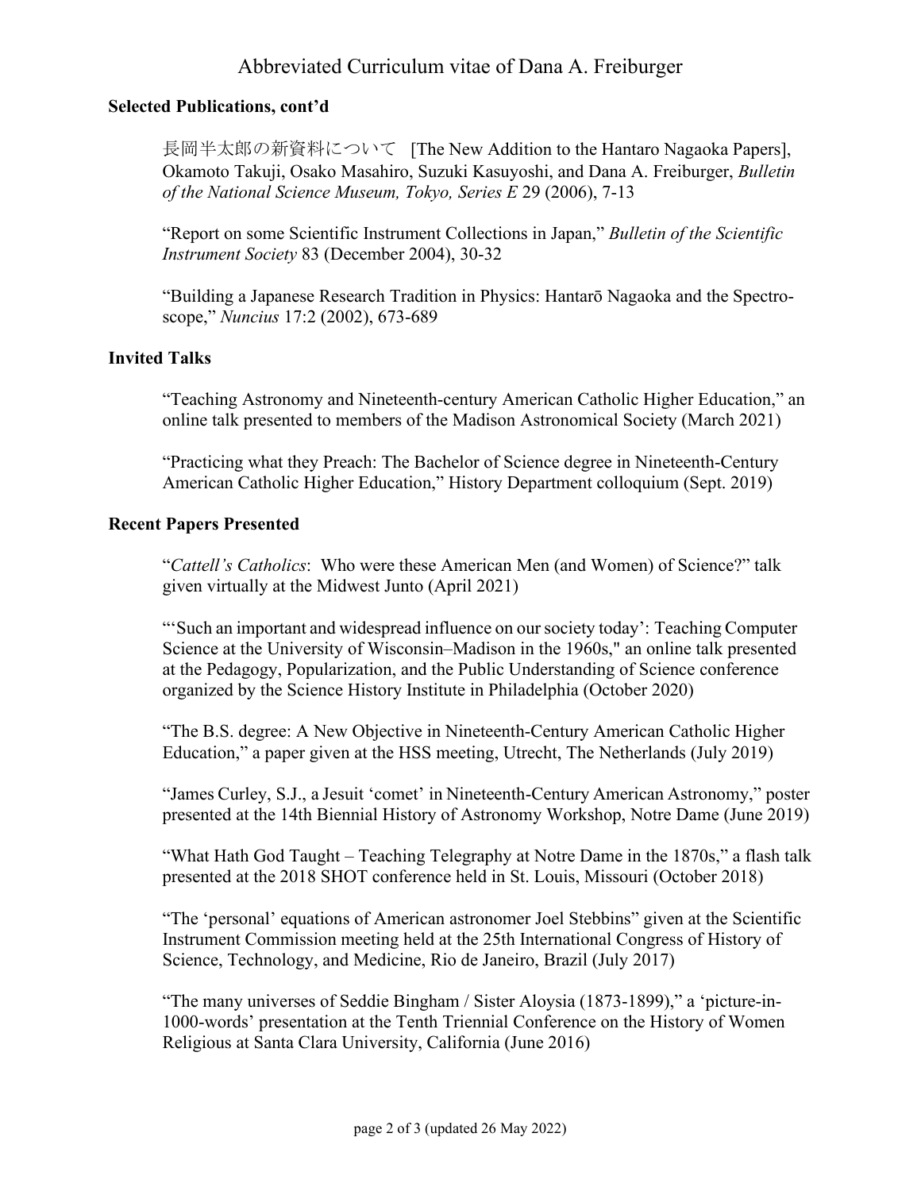### Selected Publications, cont'd

長岡半太郎の新資料について [The New Addition to the Hantaro Nagaoka Papers], Okamoto Takuji, Osako Masahiro, Suzuki Kasuyoshi, and Dana A. Freiburger, *Bulletin of the National Science Museum, Tokyo, Series E* 29 (2006), 7-13

"Report on some Scientific Instrument Collections in Japan," *Bulletin of the Scientific Instrument Society* 83 (December 2004), 30-32

"Building a Japanese Research Tradition in Physics: Hantarō Nagaoka and the Spectroscope," *Nuncius* 17:2 (2002), 673-689

### Invited Talks

"Teaching Astronomy and Nineteenth-century American Catholic Higher Education," an online talk presented to members of the Madison Astronomical Society (March 2021)

"Practicing what they Preach: The Bachelor of Science degree in Nineteenth-Century American Catholic Higher Education," History Department colloquium (Sept. 2019)

### Recent Papers Presented

"*Cattell's Catholics*: Who were these American Men (and Women) of Science?" talk given virtually at the Midwest Junto (April 2021)

"'Such an important and widespread influence on our society today': Teaching Computer Science at the University of Wisconsin–Madison in the 1960s," an online talk presented at the Pedagogy, Popularization, and the Public Understanding of Science conference organized by the Science History Institute in Philadelphia (October 2020)

"The B.S. degree: A New Objective in Nineteenth-Century American Catholic Higher Education," a paper given at the HSS meeting, Utrecht, The Netherlands (July 2019)

"James Curley, S.J., a Jesuit 'comet' in Nineteenth-Century American Astronomy," poster presented at the 14th Biennial History of Astronomy Workshop, Notre Dame (June 2019)

"What Hath God Taught – Teaching Telegraphy at Notre Dame in the 1870s," a flash talk presented at the 2018 SHOT conference held in St. Louis, Missouri (October 2018)

"The 'personal' equations of American astronomer Joel Stebbins" given at the Scientific Instrument Commission meeting held at the 25th International Congress of History of Science, Technology, and Medicine, Rio de Janeiro, Brazil (July 2017)

"The many universes of Seddie Bingham / Sister Aloysia (1873-1899)," a 'picture-in-1000-words' presentation at the Tenth Triennial Conference on the History of Women Religious at Santa Clara University, California (June 2016)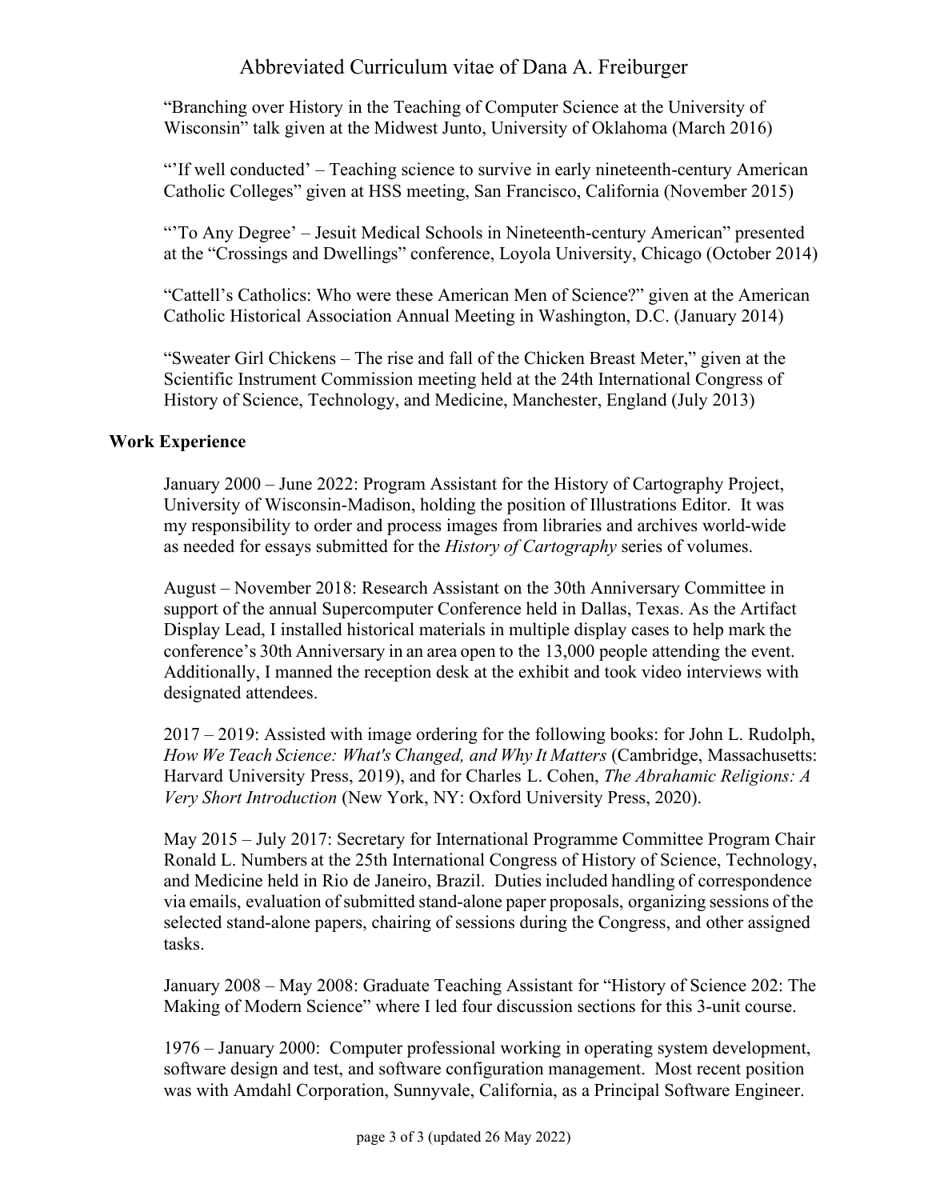"Branching over History in the Teaching of Computer Science at the University of Wisconsin" talk given at the Midwest Junto, University of Oklahoma (March 2016)

"'If well conducted' – Teaching science to survive in early nineteenth-century American Catholic Colleges" given at HSS meeting, San Francisco, California (November 2015)

"'To Any Degree' – Jesuit Medical Schools in Nineteenth-century American" presented at the "Crossings and Dwellings" conference, Loyola University, Chicago (October 2014)

"Cattell's Catholics: Who were these American Men of Science?" given at the American Catholic Historical Association Annual Meeting in Washington, D.C. (January 2014)

"Sweater Girl Chickens – The rise and fall of the Chicken Breast Meter," given at the Scientific Instrument Commission meeting held at the 24th International Congress of History of Science, Technology, and Medicine, Manchester, England (July 2013)

## Work Experience

January 2000 – June 2022: Program Assistant for the History of Cartography Project, University of Wisconsin-Madison, holding the position of Illustrations Editor. It was my responsibility to order and process images from libraries and archives world-wide as needed for essays submitted for the *History of Cartography* series of volumes.

August – November 2018: Research Assistant on the 30th Anniversary Committee in support of the annual Supercomputer Conference held in Dallas, Texas. As the Artifact Display Lead, I installed historical materials in multiple display cases to help mark the conference's 30th Anniversary in an area open to the 13,000 people attending the event. Additionally, I manned the reception desk at the exhibit and took video interviews with designated attendees.

2017 – 2019: Assisted with image ordering for the following books: for John L. Rudolph, *How We Teach Science: What's Changed, and Why It Matters* (Cambridge, Massachusetts: Harvard University Press, 2019), and for Charles L. Cohen, *The Abrahamic Religions: A Very Short Introduction* (New York, NY: Oxford University Press, 2020).

May 2015 – July 2017: Secretary for International Programme Committee Program Chair Ronald L. Numbers at the 25th International Congress of History of Science, Technology, and Medicine held in Rio de Janeiro, Brazil. Duties included handling of correspondence via emails, evaluation of submitted stand-alone paper proposals, organizing sessions of the selected stand-alone papers, chairing of sessions during the Congress, and other assigned tasks.

January 2008 – May 2008: Graduate Teaching Assistant for "History of Science 202: The Making of Modern Science" where I led four discussion sections for this 3-unit course.

1976 – January 2000: Computer professional working in operating system development, software design and test, and software configuration management. Most recent position was with Amdahl Corporation, Sunnyvale, California, as a Principal Software Engineer.